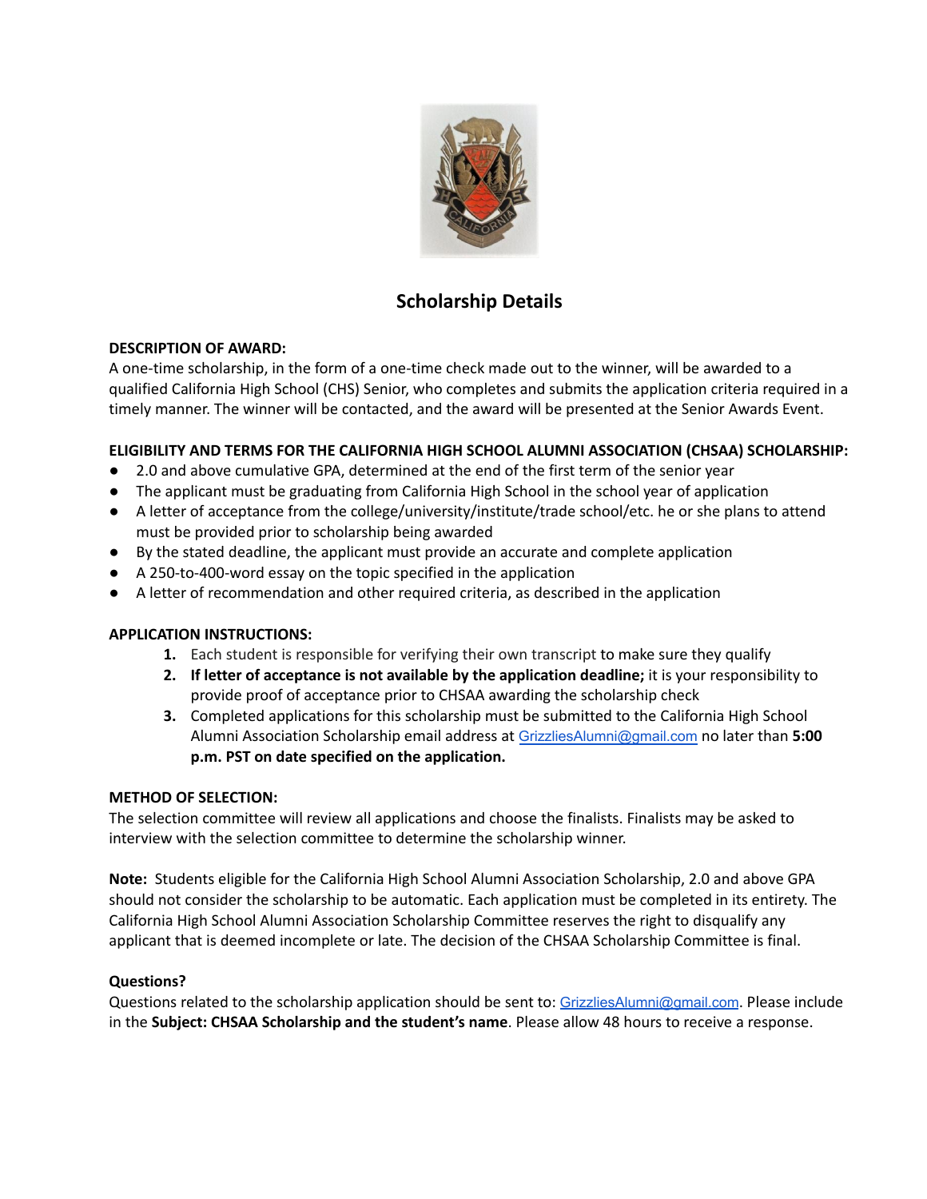# Scholarship Details

**DESCRIPTION OF AWARD:**
A one-time scholarship, in the form of a one-time check made out to the winner, will be awarded to a qualified California High School (CHS) Senior, who completes and submits the application criteria required in a timely manner. The winner will be contacted, and the award will be presented at the Senior Awards Event.

**ELIGIBILITY AND TERMS FOR THE CALIFORNIA HIGH SCHOOL ALUMNI ASSOCIATION (CHSAA) SCHOLARSHIP:**

- 2.0 and above cumulative GPA, determined at the end of the first term of the senior year
- The applicant must be graduating from California High School in the school year of application
- A letter of acceptance from the college/university/institute/trade school/etc. he or she plans to attend must be provided prior to scholarship being awarded
- By the stated deadline, the applicant must provide an accurate and complete application
- A 250-to-400-word essay on the topic specified in the application
- A letter of recommendation and other required criteria, as described in the application

**APPLICATION INSTRUCTIONS:**

1. Each student is responsible for verifying their own transcript to make sure they qualify
2. **If letter of acceptance is not available by the application deadline;** it is your responsibility to provide proof of acceptance prior to CHSAA awarding the scholarship check
3. Completed applications for this scholarship must be submitted to the California High School Alumni Association Scholarship email address at GrizzliesAlumni@gmail.com no later than **5:00 p.m. PST on date specified on the application.**

**METHOD OF SELECTION:**
The selection committee will review all applications and choose the finalists. Finalists may be asked to interview with the selection committee to determine the scholarship winner.

**Note:** Students eligible for the California High School Alumni Association Scholarship, 2.0 and above GPA should not consider the scholarship to be automatic. Each application must be completed in its entirety. The California High School Alumni Association Scholarship Committee reserves the right to disqualify any applicant that is deemed incomplete or late. The decision of the CHSAA Scholarship Committee is final.

**Questions?**
Questions related to the scholarship application should be sent to: GrizzliesAlumni@gmail.com. Please include in the **Subject: CHSAA Scholarship and the student's name**. Please allow 48 hours to receive a response.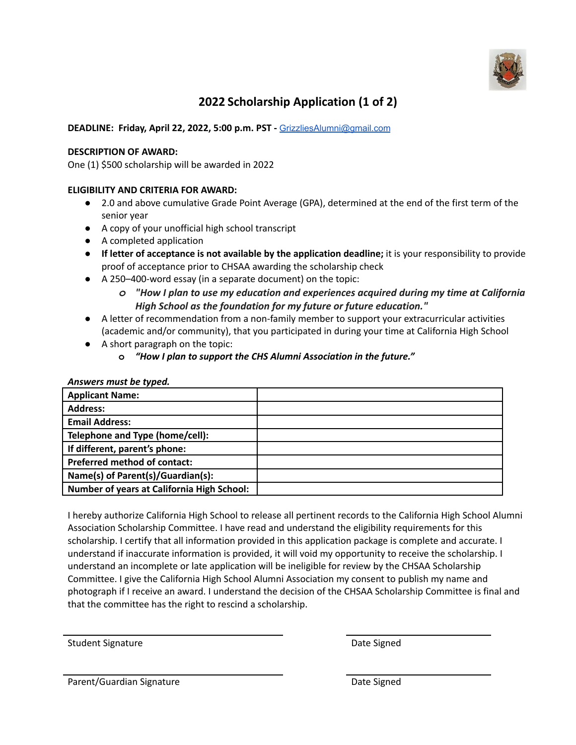# 2022 Scholarship Application (1 of 2)

**DEADLINE: Friday, April 22, 2022, 5:00 p.m. PST -** GrizzliesAlumni@gmail.com

**DESCRIPTION OF AWARD:**
One (1) $500 scholarship will be awarded in 2022

**ELIGIBILITY AND CRITERIA FOR AWARD:**

- 2.0 and above cumulative Grade Point Average (GPA), determined at the end of the first term of the senior year
- A copy of your unofficial high school transcript
- A completed application
- **If letter of acceptance is not available by the application deadline;** it is your responsibility to provide proof of acceptance prior to CHSAA awarding the scholarship check
- A 250–400-word essay (in a separate document) on the topic:
  - ***"How I plan to use my education and experiences acquired during my time at California High School as the foundation for my future or future education."***
- A letter of recommendation from a non-family member to support your extracurricular activities (academic and/or community), that you participated in during your time at California High School
- A short paragraph on the topic:
  - ***"How I plan to support the CHS Alumni Association in the future."***

***Answers must be typed.***

| **Applicant Name:** | |
|---|---|
| **Address:** | |
| **Email Address:** | |
| **Telephone and Type (home/cell):** | |
| **If different, parent's phone:** | |
| **Preferred method of contact:** | |
| **Name(s) of Parent(s)/Guardian(s):** | |
| **Number of years at California High School:** | |

I hereby authorize California High School to release all pertinent records to the California High School Alumni Association Scholarship Committee. I have read and understand the eligibility requirements for this scholarship. I certify that all information provided in this application package is complete and accurate. I understand if inaccurate information is provided, it will void my opportunity to receive the scholarship. I understand an incomplete or late application will be ineligible for review by the CHSAA Scholarship Committee. I give the California High School Alumni Association my consent to publish my name and photograph if I receive an award. I understand the decision of the CHSAA Scholarship Committee is final and that the committee has the right to rescind a scholarship.

\_\_\_\_\_\_\_\_\_\_\_\_\_\_\_\_\_\_\_\_\_\_\_\_\_\_\_\_\_\_ \_\_\_\_\_\_\_\_\_\_\_\_\_\_\_\_\_\_\_\_
Student Signature Date Signed

\_\_\_\_\_\_\_\_\_\_\_\_\_\_\_\_\_\_\_\_\_\_\_\_\_\_\_\_\_\_ \_\_\_\_\_\_\_\_\_\_\_\_\_\_\_\_\_\_\_\_
Parent/Guardian Signature Date Signed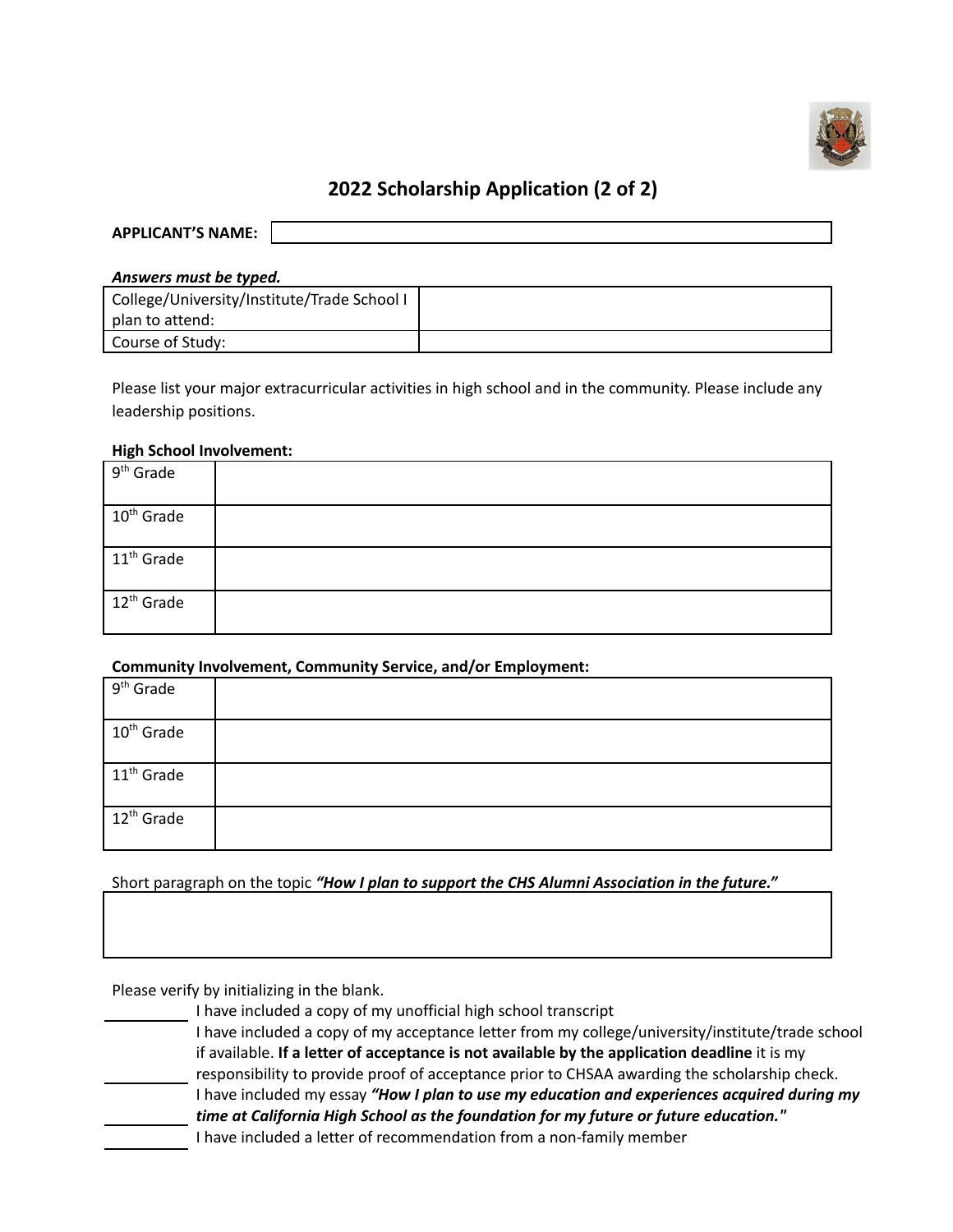# 2022 Scholarship Application (2 of 2)

**APPLICANT'S NAME:**

***Answers must be typed.***

| | |
|---|---|
| College/University/Institute/Trade School I plan to attend: | |
| Course of Study: | |

Please list your major extracurricular activities in high school and in the community. Please include any leadership positions.

**High School Involvement:**

| | |
|---|---|
| 9th Grade | |
| 10th Grade | |
| 11th Grade | |
| 12th Grade | |

**Community Involvement, Community Service, and/or Employment:**

| | |
|---|---|
| 9th Grade | |
| 10th Grade | |
| 11th Grade | |
| 12th Grade | |

Short paragraph on the topic ***"How I plan to support the CHS Alumni Association in the future."***

| |
|---|
| |

Please verify by initializing in the blank.

_________ I have included a copy of my unofficial high school transcript

_________ I have included a copy of my acceptance letter from my college/university/institute/trade school if available. **If a letter of acceptance is not available by the application deadline** it is my responsibility to provide proof of acceptance prior to CHSAA awarding the scholarship check.

_________ I have included my essay ***"How I plan to use my education and experiences acquired during my time at California High School as the foundation for my future or future education."***

_________ I have included a letter of recommendation from a non-family member